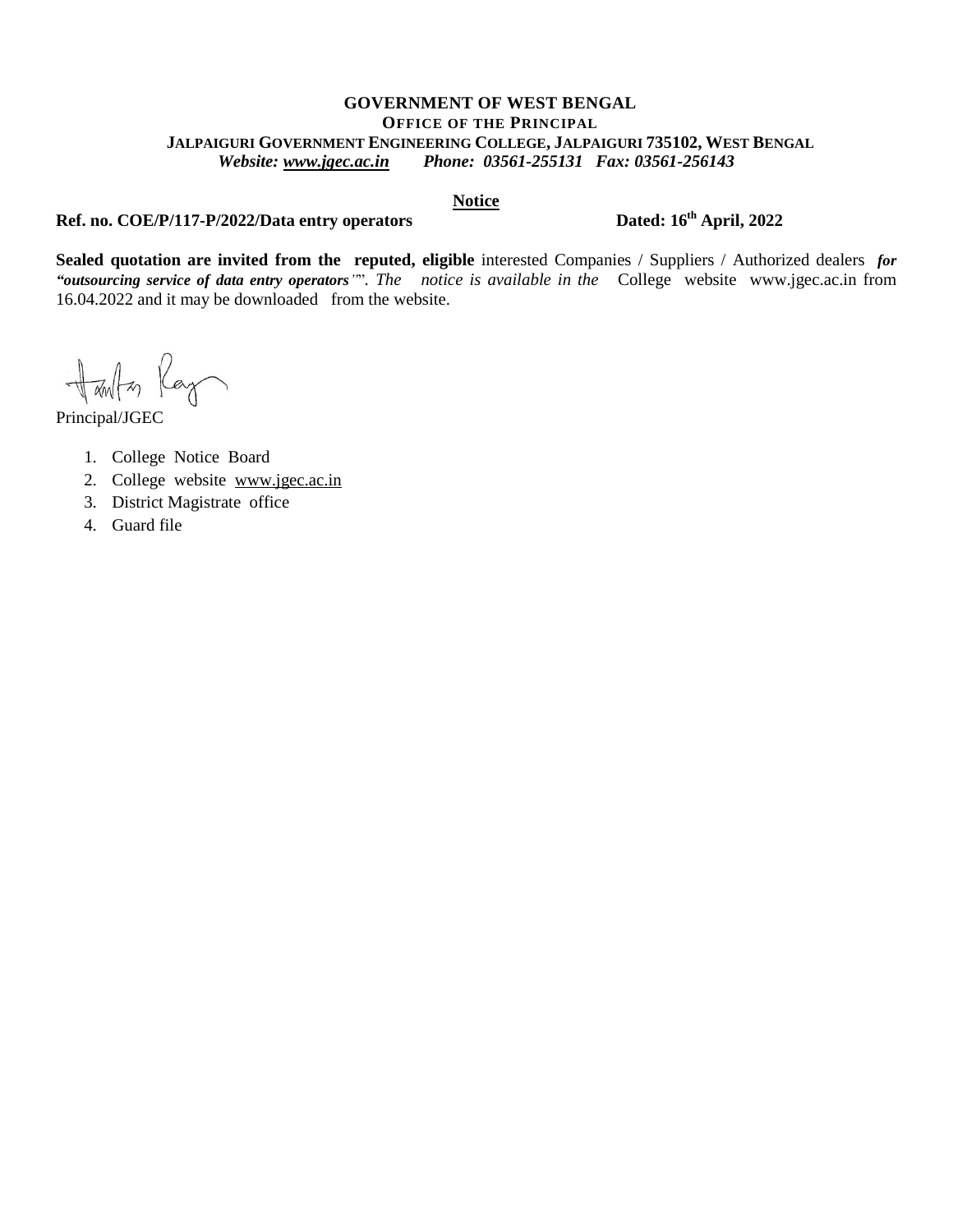**GOVERNMENT OF WEST BENGAL**
**OFFICE OF THE PRINCIPAL**
**JALPAIGURI GOVERNMENT ENGINEERING COLLEGE, JALPAIGURI 735102, WEST BENGAL**
***Website: www.jgec.ac.in Phone: 03561-255131 Fax: 03561-256143***

**Notice**

**Ref. no. COE/P/117-P/2022/Data entry operators** **Dated: 16th April, 2022**

**Sealed quotation are invited from the reputed, eligible** interested Companies / Suppliers / Authorized dealers ***for "outsourcing service of data entry operators'"***. *The notice is available in the* College website www.jgec.ac.in from 16.04.2022 and it may be downloaded from the website.

Principal/JGEC

1. College Notice Board
2. College website www.jgec.ac.in
3. District Magistrate office
4. Guard file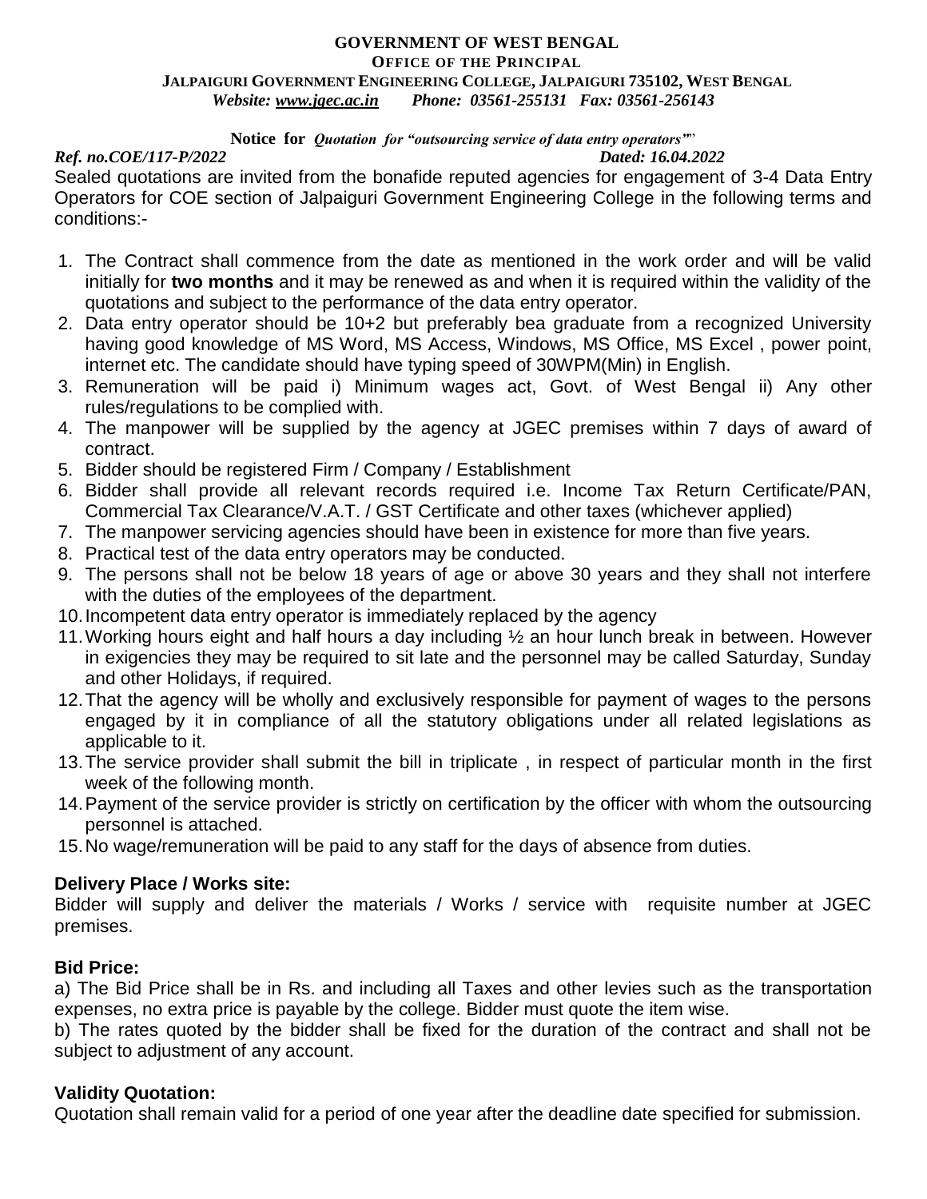**GOVERNMENT OF WEST BENGAL**
**OFFICE OF THE PRINCIPAL**
**JALPAIGURI GOVERNMENT ENGINEERING COLLEGE, JALPAIGURI 735102, WEST BENGAL**
***Website: www.jgec.ac.in Phone: 03561-255131 Fax: 03561-256143***

**Notice for** ***Quotation for "outsourcing service of data entry operators""***

***Ref. no.COE/117-P/2022*** ***Dated: 16.04.2022***

Sealed quotations are invited from the bonafide reputed agencies for engagement of 3-4 Data Entry Operators for COE section of Jalpaiguri Government Engineering College in the following terms and conditions:-

1. The Contract shall commence from the date as mentioned in the work order and will be valid initially for **two months** and it may be renewed as and when it is required within the validity of the quotations and subject to the performance of the data entry operator.
2. Data entry operator should be 10+2 but preferably bea graduate from a recognized University having good knowledge of MS Word, MS Access, Windows, MS Office, MS Excel , power point, internet etc. The candidate should have typing speed of 30WPM(Min) in English.
3. Remuneration will be paid i) Minimum wages act, Govt. of West Bengal ii) Any other rules/regulations to be complied with.
4. The manpower will be supplied by the agency at JGEC premises within 7 days of award of contract.
5. Bidder should be registered Firm / Company / Establishment
6. Bidder shall provide all relevant records required i.e. Income Tax Return Certificate/PAN, Commercial Tax Clearance/V.A.T. / GST Certificate and other taxes (whichever applied)
7. The manpower servicing agencies should have been in existence for more than five years.
8. Practical test of the data entry operators may be conducted.
9. The persons shall not be below 18 years of age or above 30 years and they shall not interfere with the duties of the employees of the department.
10. Incompetent data entry operator is immediately replaced by the agency
11. Working hours eight and half hours a day including ½ an hour lunch break in between. However in exigencies they may be required to sit late and the personnel may be called Saturday, Sunday and other Holidays, if required.
12. That the agency will be wholly and exclusively responsible for payment of wages to the persons engaged by it in compliance of all the statutory obligations under all related legislations as applicable to it.
13. The service provider shall submit the bill in triplicate , in respect of particular month in the first week of the following month.
14. Payment of the service provider is strictly on certification by the officer with whom the outsourcing personnel is attached.
15. No wage/remuneration will be paid to any staff for the days of absence from duties.

**Delivery Place / Works site:**

Bidder will supply and deliver the materials / Works / service with requisite number at JGEC premises.

**Bid Price:**

a) The Bid Price shall be in Rs. and including all Taxes and other levies such as the transportation expenses, no extra price is payable by the college. Bidder must quote the item wise.

b) The rates quoted by the bidder shall be fixed for the duration of the contract and shall not be subject to adjustment of any account.

**Validity Quotation:**

Quotation shall remain valid for a period of one year after the deadline date specified for submission.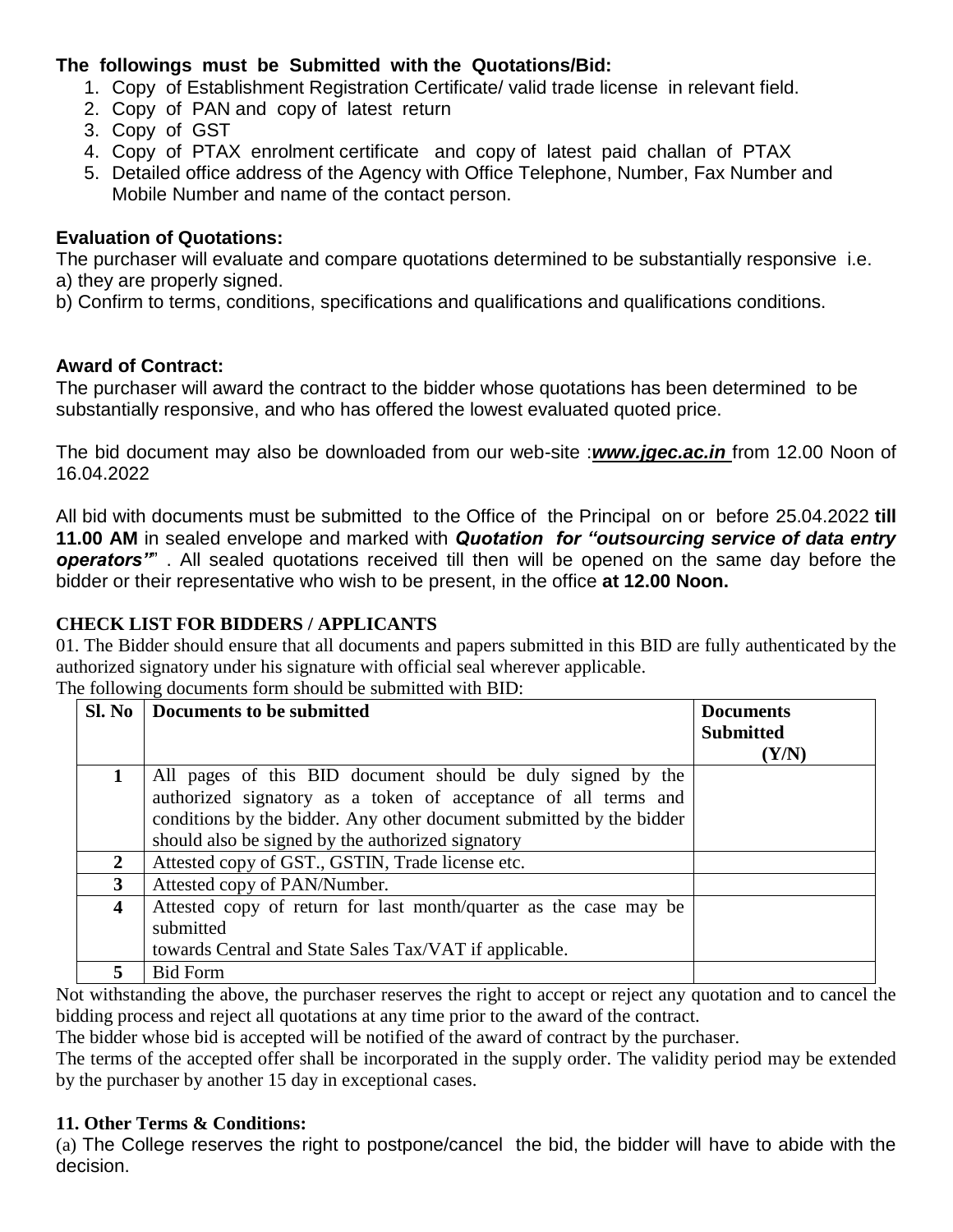**The followings must be Submitted with the Quotations/Bid:**

1. Copy of Establishment Registration Certificate/ valid trade license in relevant field.
2. Copy of PAN and copy of latest return
3. Copy of GST
4. Copy of PTAX enrolment certificate and copy of latest paid challan of PTAX
5. Detailed office address of the Agency with Office Telephone, Number, Fax Number and Mobile Number and name of the contact person.

**Evaluation of Quotations:**

The purchaser will evaluate and compare quotations determined to be substantially responsive i.e.
a) they are properly signed.
b) Confirm to terms, conditions, specifications and qualifications and qualifications conditions.

**Award of Contract:**

The purchaser will award the contract to the bidder whose quotations has been determined to be substantially responsive, and who has offered the lowest evaluated quoted price.

The bid document may also be downloaded from our web-site :***www.jgec.ac.in*** from 12.00 Noon of 16.04.2022

All bid with documents must be submitted to the Office of the Principal on or before 25.04.2022 **till 11.00 AM** in sealed envelope and marked with ***Quotation for "outsourcing service of data entry operators""*** . All sealed quotations received till then will be opened on the same day before the bidder or their representative who wish to be present, in the office **at 12.00 Noon.**

**CHECK LIST FOR BIDDERS / APPLICANTS**

01. The Bidder should ensure that all documents and papers submitted in this BID are fully authenticated by the authorized signatory under his signature with official seal wherever applicable.

The following documents form should be submitted with BID:

| Sl. No | Documents to be submitted | Documents Submitted (Y/N) |
|---|---|---|
| 1 | All pages of this BID document should be duly signed by the authorized signatory as a token of acceptance of all terms and conditions by the bidder. Any other document submitted by the bidder should also be signed by the authorized signatory | |
| 2 | Attested copy of GST., GSTIN, Trade license etc. | |
| 3 | Attested copy of PAN/Number. | |
| 4 | Attested copy of return for last month/quarter as the case may be submitted towards Central and State Sales Tax/VAT if applicable. | |
| 5 | Bid Form | |

Not withstanding the above, the purchaser reserves the right to accept or reject any quotation and to cancel the bidding process and reject all quotations at any time prior to the award of the contract.

The bidder whose bid is accepted will be notified of the award of contract by the purchaser.

The terms of the accepted offer shall be incorporated in the supply order. The validity period may be extended by the purchaser by another 15 day in exceptional cases.

**11. Other Terms & Conditions:**

(a) The College reserves the right to postpone/cancel the bid, the bidder will have to abide with the decision.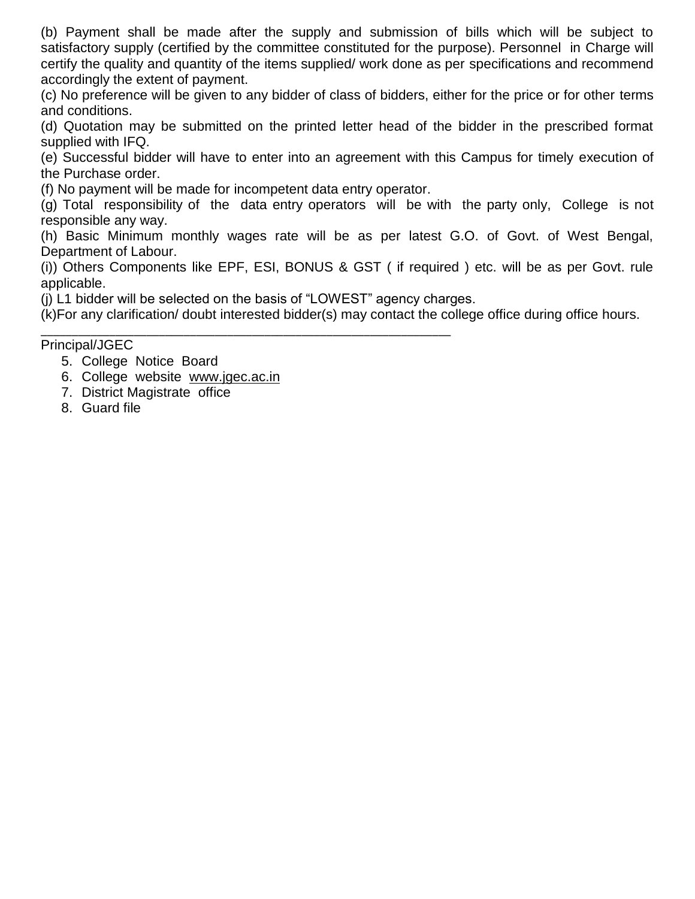(b) Payment shall be made after the supply and submission of bills which will be subject to satisfactory supply (certified by the committee constituted for the purpose). Personnel in Charge will certify the quality and quantity of the items supplied/ work done as per specifications and recommend accordingly the extent of payment.

(c) No preference will be given to any bidder of class of bidders, either for the price or for other terms and conditions.

(d) Quotation may be submitted on the printed letter head of the bidder in the prescribed format supplied with IFQ.

(e) Successful bidder will have to enter into an agreement with this Campus for timely execution of the Purchase order.

(f) No payment will be made for incompetent data entry operator.

(g) Total responsibility of the data entry operators will be with the party only, College is not responsible any way.

(h) Basic Minimum monthly wages rate will be as per latest G.O. of Govt. of West Bengal, Department of Labour.

(i)) Others Components like EPF, ESI, BONUS & GST ( if required ) etc. will be as per Govt. rule applicable.

(j) L1 bidder will be selected on the basis of "LOWEST" agency charges.

(k)For any clarification/ doubt interested bidder(s) may contact the college office during office hours.

___________________________________________________________

Principal/JGEC

5. College Notice Board
6. College website www.jgec.ac.in
7. District Magistrate office
8. Guard file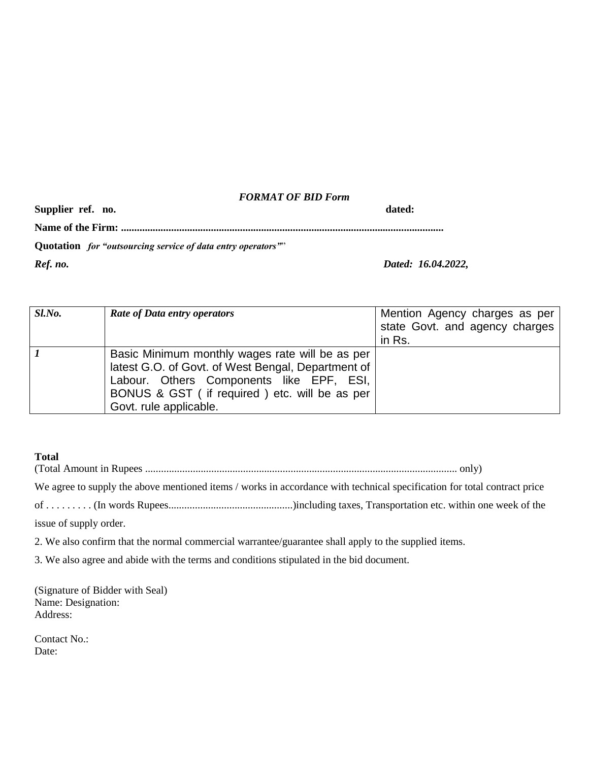### *FORMAT OF BID Form*

**Supplier ref. no.** **dated:**

**Name of the Firm: ........................................................................................................................**

**Quotation** ***for "outsourcing service of data entry operators""***

***Ref. no.*** ***Dated: 16.04.2022,***

| *Sl.No.* | *Rate of Data entry operators* | Mention Agency charges as per state Govt. and agency charges in Rs. |
|---|---|---|
| *1* | Basic Minimum monthly wages rate will be as per latest G.O. of Govt. of West Bengal, Department of Labour. Others Components like EPF, ESI, BONUS & GST ( if required ) etc. will be as per Govt. rule applicable. | |

**Total**

(Total Amount in Rupees ...................................................................................................................... only)

We agree to supply the above mentioned items / works in accordance with technical specification for total contract price of . . . . . . . . . (In words Rupees..............................................)including taxes, Transportation etc. within one week of the issue of supply order.

2. We also confirm that the normal commercial warrantee/guarantee shall apply to the supplied items.

3. We also agree and abide with the terms and conditions stipulated in the bid document.

(Signature of Bidder with Seal)
Name: Designation:
Address:

Contact No.:
Date: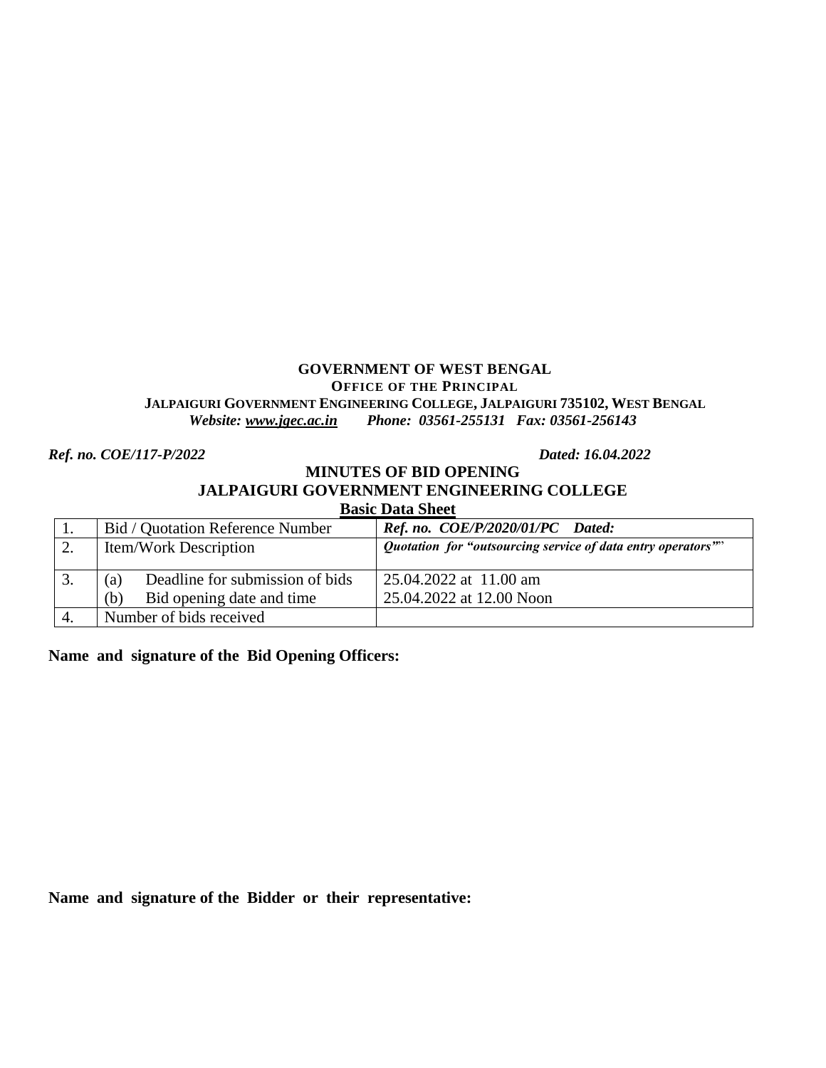**GOVERNMENT OF WEST BENGAL**
**OFFICE OF THE PRINCIPAL**
**JALPAIGURI GOVERNMENT ENGINEERING COLLEGE, JALPAIGURI 735102, WEST BENGAL**
***Website: www.jgec.ac.in Phone: 03561-255131 Fax: 03561-256143***

***Ref. no. COE/117-P/2022*** ***Dated: 16.04.2022***

**MINUTES OF BID OPENING**
**JALPAIGURI GOVERNMENT ENGINEERING COLLEGE**
**Basic Data Sheet**

| | | |
|---|---|---|
| 1. | Bid / Quotation Reference Number | ***Ref. no. COE/P/2020/01/PC Dated:*** |
| 2. | Item/Work Description | ***Quotation for "outsourcing service of data entry operators""*** |
| 3. | (a) Deadline for submission of bids<br>(b) Bid opening date and time | 25.04.2022 at 11.00 am<br>25.04.2022 at 12.00 Noon |
| 4. | Number of bids received | |

**Name and signature of the Bid Opening Officers:**

**Name and signature of the Bidder or their representative:**